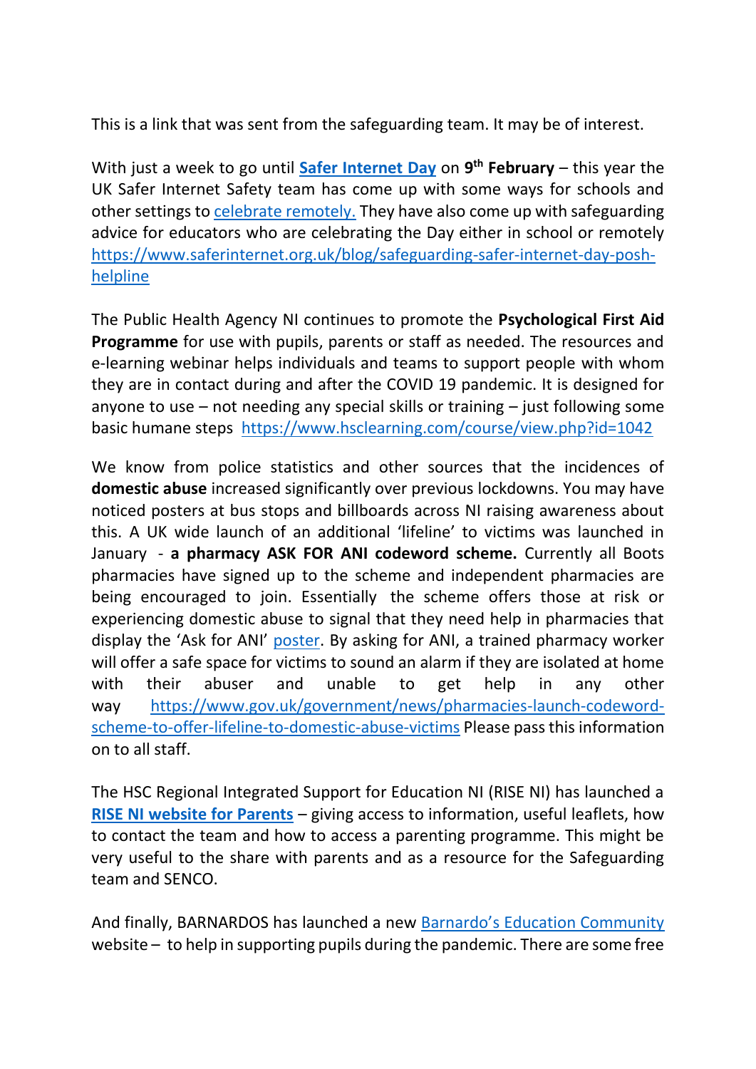This is a link that was sent from the safeguarding team. It may be of interest.

With just a week to go until **Safer Internet Day** on **9th February** – this year the UK Safer Internet Safety team has come up with some ways for schools and other settings to celebrate remotely. They have also come up with safeguarding advice for educators who are celebrating the Day either in school or remotely https://www.saferinternet.org.uk/blog/safeguarding-safer-internet-day-posh-helpline

The Public Health Agency NI continues to promote the **Psychological First Aid Programme** for use with pupils, parents or staff as needed. The resources and e-learning webinar helps individuals and teams to support people with whom they are in contact during and after the COVID 19 pandemic. It is designed for anyone to use – not needing any special skills or training – just following some basic humane steps https://www.hsclearning.com/course/view.php?id=1042

We know from police statistics and other sources that the incidences of **domestic abuse** increased significantly over previous lockdowns. You may have noticed posters at bus stops and billboards across NI raising awareness about this. A UK wide launch of an additional 'lifeline' to victims was launched in January - **a pharmacy ASK FOR ANI codeword scheme.** Currently all Boots pharmacies have signed up to the scheme and independent pharmacies are being encouraged to join. Essentially the scheme offers those at risk or experiencing domestic abuse to signal that they need help in pharmacies that display the 'Ask for ANI' poster. By asking for ANI, a trained pharmacy worker will offer a safe space for victims to sound an alarm if they are isolated at home with their abuser and unable to get help in any other way https://www.gov.uk/government/news/pharmacies-launch-codeword-scheme-to-offer-lifeline-to-domestic-abuse-victims Please pass this information on to all staff.

The HSC Regional Integrated Support for Education NI (RISE NI) has launched a **RISE NI website for Parents** – giving access to information, useful leaflets, how to contact the team and how to access a parenting programme. This might be very useful to the share with parents and as a resource for the Safeguarding team and SENCO.

And finally, BARNARDOS has launched a new Barnardo's Education Community website – to help in supporting pupils during the pandemic. There are some free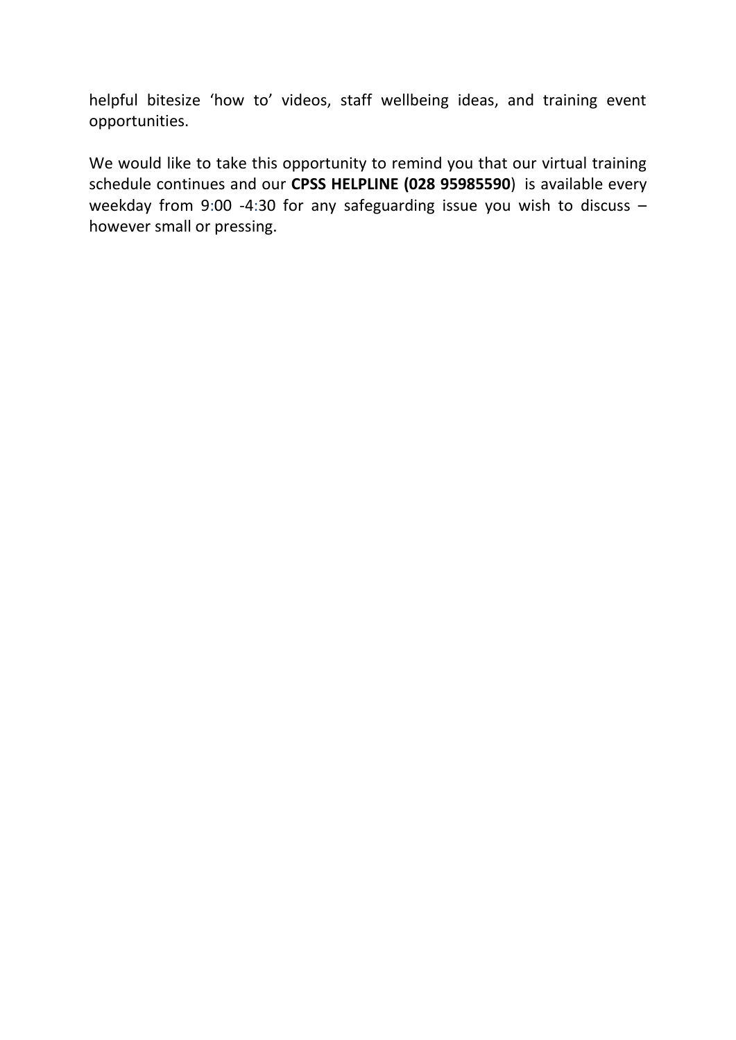helpful bitesize 'how to' videos, staff wellbeing ideas, and training event opportunities.

We would like to take this opportunity to remind you that our virtual training schedule continues and our **CPSS HELPLINE (028 95985590**) is available every weekday from 9:00 -4:30 for any safeguarding issue you wish to discuss – however small or pressing.